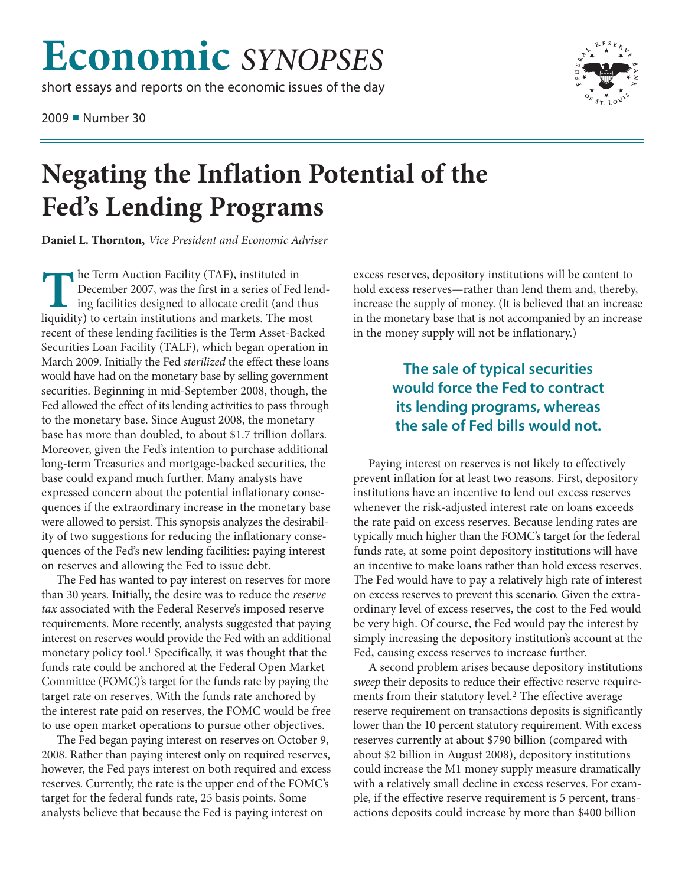# Economic *SYNOPSES*

short essays and reports on the economic issues of the day

2009 ■ Number 30

# Negating the Inflation Potential of the Fed's Lending Programs

**Daniel L. Thornton,** *Vice President and Economic Adviser*

The Term Auction Facility (TAF), instituted in December 2007, was the first in a series of Fed lending facilities designed to allocate credit (and thus liquidity) to certain institutions and markets. The most recent of these lending facilities is the Term Asset-Backed Securities Loan Facility (TALF), which began operation in March 2009. Initially the Fed *sterilized* the effect these loans would have had on the monetary base by selling government securities. Beginning in mid-September 2008, though, the Fed allowed the effect of its lending activities to pass through to the monetary base. Since August 2008, the monetary base has more than doubled, to about $1.7 trillion dollars. Moreover, given the Fed's intention to purchase additional long-term Treasuries and mortgage-backed securities, the base could expand much further. Many analysts have expressed concern about the potential inflationary consequences if the extraordinary increase in the monetary base were allowed to persist. This synopsis analyzes the desirability of two suggestions for reducing the inflationary consequences of the Fed's new lending facilities: paying interest on reserves and allowing the Fed to issue debt.

The Fed has wanted to pay interest on reserves for more than 30 years. Initially, the desire was to reduce the *reserve tax* associated with the Federal Reserve's imposed reserve requirements. More recently, analysts suggested that paying interest on reserves would provide the Fed with an additional monetary policy tool.[1] Specifically, it was thought that the funds rate could be anchored at the Federal Open Market Committee (FOMC)'s target for the funds rate by paying the target rate on reserves. With the funds rate anchored by the interest rate paid on reserves, the FOMC would be free to use open market operations to pursue other objectives.

The Fed began paying interest on reserves on October 9, 2008. Rather than paying interest only on required reserves, however, the Fed pays interest on both required and excess reserves. Currently, the rate is the upper end of the FOMC's target for the federal funds rate, 25 basis points. Some analysts believe that because the Fed is paying interest on excess reserves, depository institutions will be content to hold excess reserves—rather than lend them and, thereby, increase the supply of money. (It is believed that an increase in the monetary base that is not accompanied by an increase in the money supply will not be inflationary.)

**The sale of typical securities would force the Fed to contract its lending programs, whereas the sale of Fed bills would not.**

Paying interest on reserves is not likely to effectively prevent inflation for at least two reasons. First, depository institutions have an incentive to lend out excess reserves whenever the risk-adjusted interest rate on loans exceeds the rate paid on excess reserves. Because lending rates are typically much higher than the FOMC's target for the federal funds rate, at some point depository institutions will have an incentive to make loans rather than hold excess reserves. The Fed would have to pay a relatively high rate of interest on excess reserves to prevent this scenario. Given the extraordinary level of excess reserves, the cost to the Fed would be very high. Of course, the Fed would pay the interest by simply increasing the depository institution's account at the Fed, causing excess reserves to increase further.

A second problem arises because depository institutions *sweep* their deposits to reduce their effective reserve requirements from their statutory level.[2] The effective average reserve requirement on transactions deposits is significantly lower than the 10 percent statutory requirement. With excess reserves currently at about $790 billion (compared with about $2 billion in August 2008), depository institutions could increase the M1 money supply measure dramatically with a relatively small decline in excess reserves. For example, if the effective reserve requirement is 5 percent, transactions deposits could increase by more than $400 billion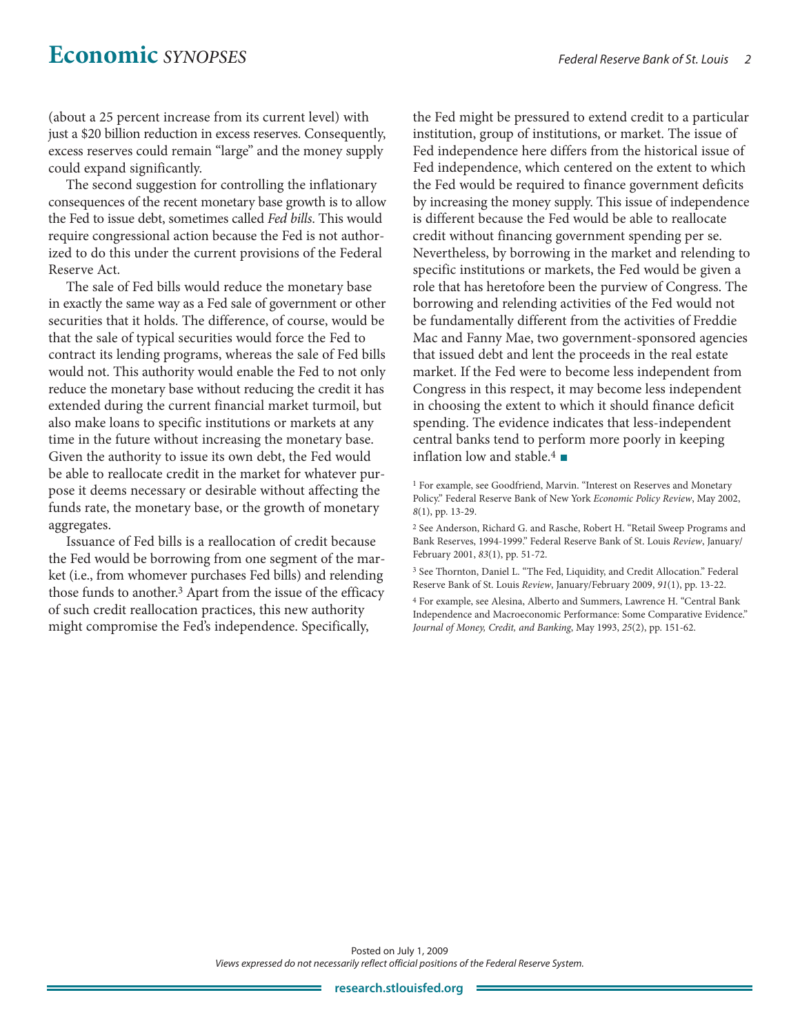(about a 25 percent increase from its current level) with just a $20 billion reduction in excess reserves. Consequently, excess reserves could remain "large" and the money supply could expand significantly.

The second suggestion for controlling the inflationary consequences of the recent monetary base growth is to allow the Fed to issue debt, sometimes called *Fed bills*. This would require congressional action because the Fed is not authorized to do this under the current provisions of the Federal Reserve Act.

The sale of Fed bills would reduce the monetary base in exactly the same way as a Fed sale of government or other securities that it holds. The difference, of course, would be that the sale of typical securities would force the Fed to contract its lending programs, whereas the sale of Fed bills would not. This authority would enable the Fed to not only reduce the monetary base without reducing the credit it has extended during the current financial market turmoil, but also make loans to specific institutions or markets at any time in the future without increasing the monetary base. Given the authority to issue its own debt, the Fed would be able to reallocate credit in the market for whatever purpose it deems necessary or desirable without affecting the funds rate, the monetary base, or the growth of monetary aggregates.

Issuance of Fed bills is a reallocation of credit because the Fed would be borrowing from one segment of the market (i.e., from whomever purchases Fed bills) and relending those funds to another.[3] Apart from the issue of the efficacy of such credit reallocation practices, this new authority might compromise the Fed's independence. Specifically, the Fed might be pressured to extend credit to a particular institution, group of institutions, or market. The issue of Fed independence here differs from the historical issue of Fed independence, which centered on the extent to which the Fed would be required to finance government deficits by increasing the money supply. This issue of independence is different because the Fed would be able to reallocate credit without financing government spending per se. Nevertheless, by borrowing in the market and relending to specific institutions or markets, the Fed would be given a role that has heretofore been the purview of Congress. The borrowing and relending activities of the Fed would not be fundamentally different from the activities of Freddie Mac and Fanny Mae, two government-sponsored agencies that issued debt and lent the proceeds in the real estate market. If the Fed were to become less independent from Congress in this respect, it may become less independent in choosing the extent to which it should finance deficit spending. The evidence indicates that less-independent central banks tend to perform more poorly in keeping inflation low and stable.[4] ■

[1] For example, see Goodfriend, Marvin. "Interest on Reserves and Monetary Policy." Federal Reserve Bank of New York *Economic Policy Review*, May 2002, *8*(1), pp. 13-29.

[2] See Anderson, Richard G. and Rasche, Robert H. "Retail Sweep Programs and Bank Reserves, 1994-1999." Federal Reserve Bank of St. Louis *Review*, January/February 2001, *83*(1), pp. 51-72.

[3] See Thornton, Daniel L. "The Fed, Liquidity, and Credit Allocation." Federal Reserve Bank of St. Louis *Review*, January/February 2009, *91*(1), pp. 13-22.

[4] For example, see Alesina, Alberto and Summers, Lawrence H. "Central Bank Independence and Macroeconomic Performance: Some Comparative Evidence." *Journal of Money, Credit, and Banking*, May 1993, *25*(2), pp. 151-62.

Posted on July 1, 2009

*Views expressed do not necessarily reflect official positions of the Federal Reserve System.*